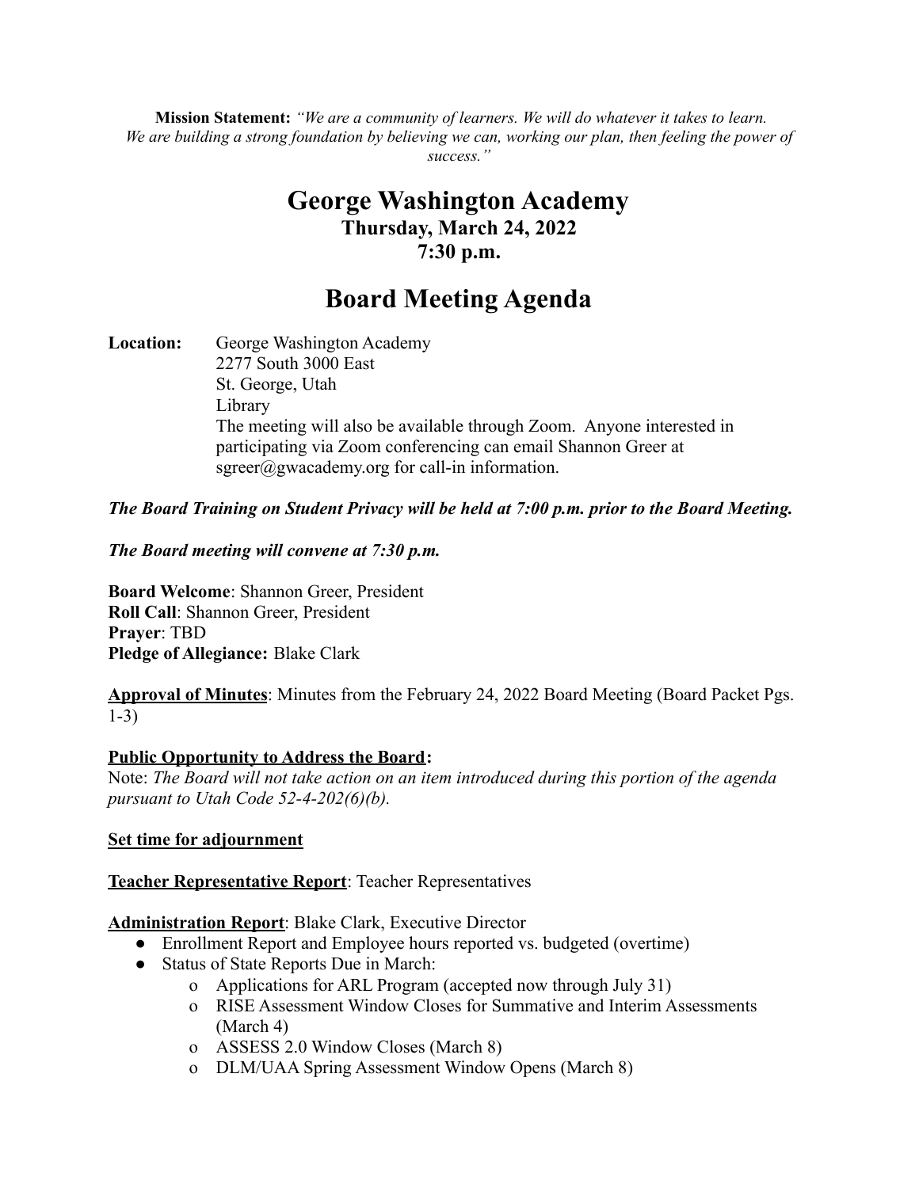**Mission Statement:** *"We are a community of learners. We will do whatever it takes to learn. We are building a strong foundation by believing we can, working our plan, then feeling the power of success."*

# George Washington Academy

### Thursday, March 24, 2022
### 7:30 p.m.

## Board Meeting Agenda

**Location:** George Washington Academy
2277 South 3000 East
St. George, Utah
Library
The meeting will also be available through Zoom. Anyone interested in participating via Zoom conferencing can email Shannon Greer at sgreer@gwacademy.org for call-in information.

***The Board Training on Student Privacy will be held at 7:00 p.m. prior to the Board Meeting.***

***The Board meeting will convene at 7:30 p.m.***

**Board Welcome**: Shannon Greer, President
**Roll Call**: Shannon Greer, President
**Prayer**: TBD
**Pledge of Allegiance:** Blake Clark

**Approval of Minutes**: Minutes from the February 24, 2022 Board Meeting (Board Packet Pgs. 1-3)

**Public Opportunity to Address the Board:**
Note: *The Board will not take action on an item introduced during this portion of the agenda pursuant to Utah Code 52-4-202(6)(b).*

**Set time for adjournment**

**Teacher Representative Report**: Teacher Representatives

**Administration Report**: Blake Clark, Executive Director

- Enrollment Report and Employee hours reported vs. budgeted (overtime)
- Status of State Reports Due in March:
  - Applications for ARL Program (accepted now through July 31)
  - RISE Assessment Window Closes for Summative and Interim Assessments (March 4)
  - ASSESS 2.0 Window Closes (March 8)
  - DLM/UAA Spring Assessment Window Opens (March 8)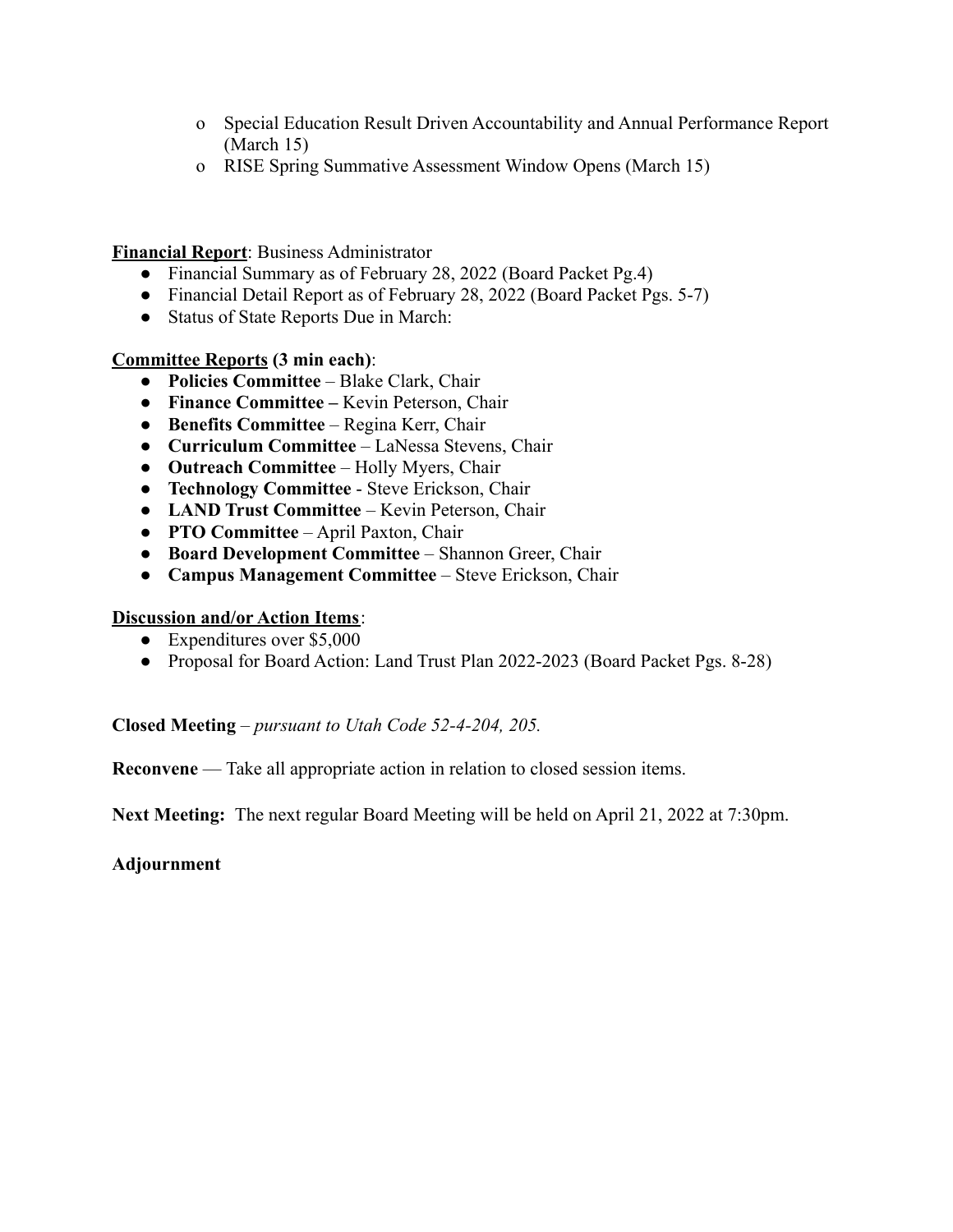- o Special Education Result Driven Accountability and Annual Performance Report (March 15)
- o RISE Spring Summative Assessment Window Opens (March 15)

**Financial Report**: Business Administrator

- Financial Summary as of February 28, 2022 (Board Packet Pg.4)
- Financial Detail Report as of February 28, 2022 (Board Packet Pgs. 5-7)
- Status of State Reports Due in March:

**Committee Reports (3 min each)**:

- **Policies Committee** – Blake Clark, Chair
- **Finance Committee –** Kevin Peterson, Chair
- **Benefits Committee** – Regina Kerr, Chair
- **Curriculum Committee** – LaNessa Stevens, Chair
- **Outreach Committee** – Holly Myers, Chair
- **Technology Committee** - Steve Erickson, Chair
- **LAND Trust Committee** – Kevin Peterson, Chair
- **PTO Committee** – April Paxton, Chair
- **Board Development Committee** – Shannon Greer, Chair
- **Campus Management Committee** – Steve Erickson, Chair

**Discussion and/or Action Items**:

- Expenditures over $5,000
- Proposal for Board Action: Land Trust Plan 2022-2023 (Board Packet Pgs. 8-28)

**Closed Meeting** – *pursuant to Utah Code 52-4-204, 205.*

**Reconvene** — Take all appropriate action in relation to closed session items.

**Next Meeting:** The next regular Board Meeting will be held on April 21, 2022 at 7:30pm.

**Adjournment**